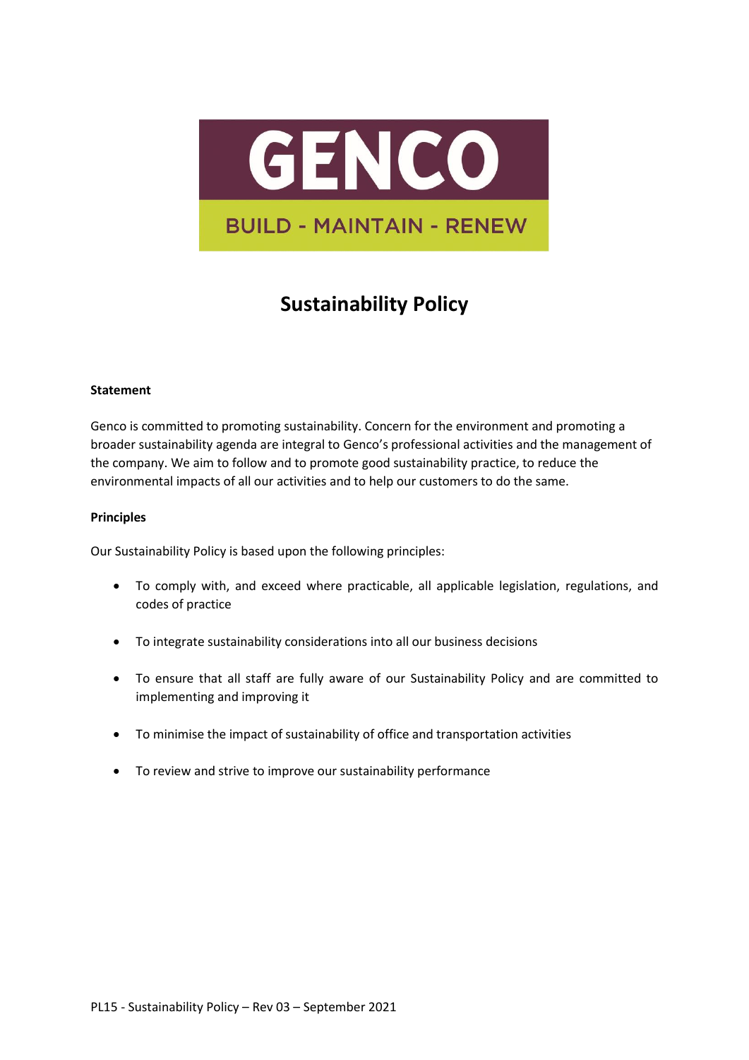GENCO

BUILD - MAINTAIN - RENEW

# Sustainability Policy

**Statement**

Genco is committed to promoting sustainability. Concern for the environment and promoting a broader sustainability agenda are integral to Genco's professional activities and the management of the company. We aim to follow and to promote good sustainability practice, to reduce the environmental impacts of all our activities and to help our customers to do the same.

**Principles**

Our Sustainability Policy is based upon the following principles:

- To comply with, and exceed where practicable, all applicable legislation, regulations, and codes of practice
- To integrate sustainability considerations into all our business decisions
- To ensure that all staff are fully aware of our Sustainability Policy and are committed to implementing and improving it
- To minimise the impact of sustainability of office and transportation activities
- To review and strive to improve our sustainability performance

PL15 - Sustainability Policy – Rev 03 – September 2021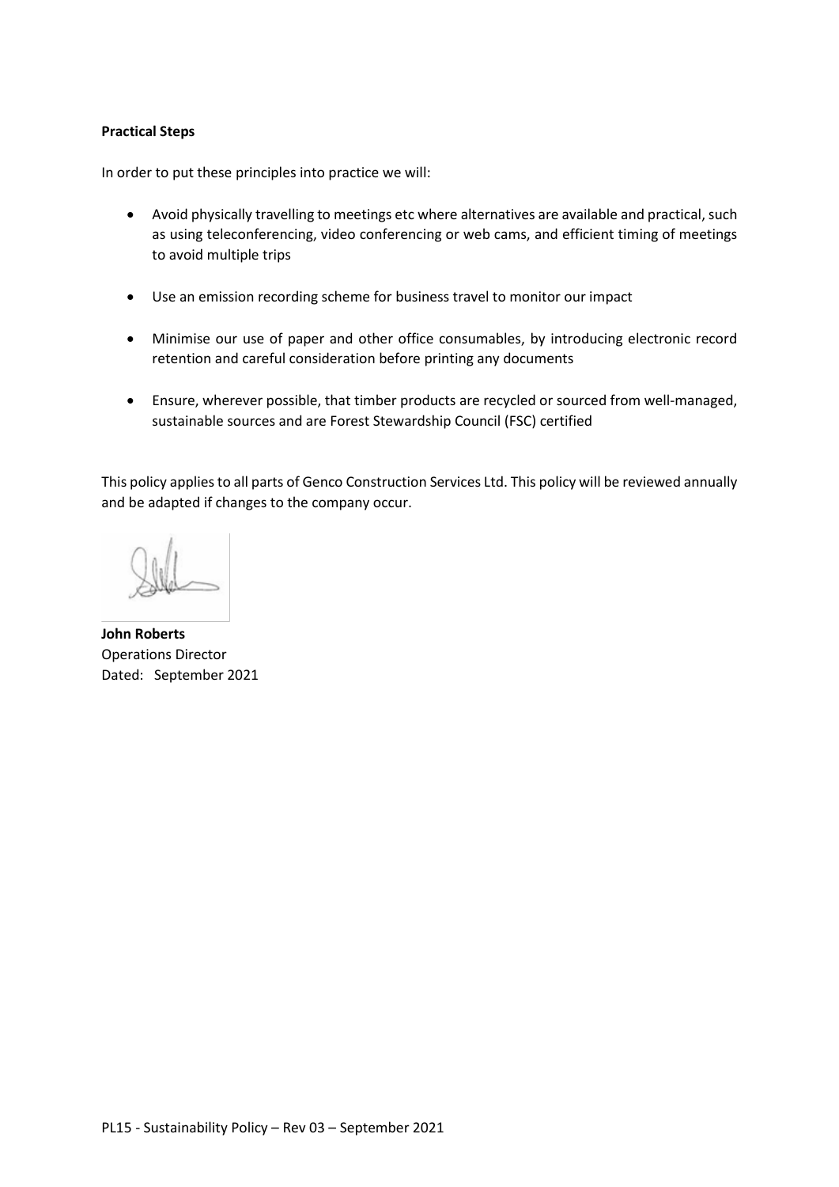**Practical Steps**

In order to put these principles into practice we will:

- Avoid physically travelling to meetings etc where alternatives are available and practical, such as using teleconferencing, video conferencing or web cams, and efficient timing of meetings to avoid multiple trips

- Use an emission recording scheme for business travel to monitor our impact

- Minimise our use of paper and other office consumables, by introducing electronic record retention and careful consideration before printing any documents

- Ensure, wherever possible, that timber products are recycled or sourced from well-managed, sustainable sources and are Forest Stewardship Council (FSC) certified

This policy applies to all parts of Genco Construction Services Ltd. This policy will be reviewed annually and be adapted if changes to the company occur.

**John Roberts**
Operations Director
Dated: September 2021